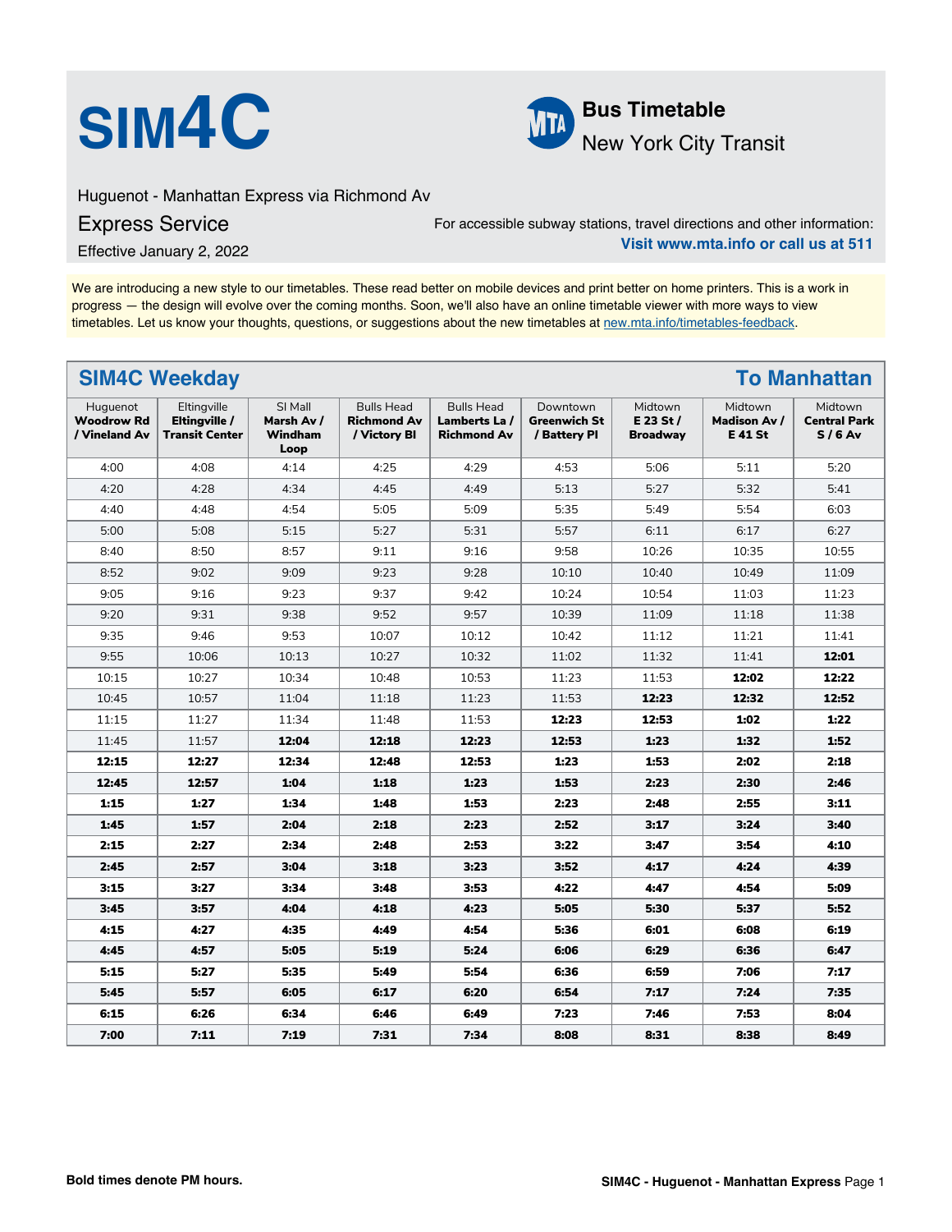# SIM4C

**Bus Timetable**
New York City Transit

Huguenot - Manhattan Express via Richmond Av

## Express Service

Effective January 2, 2022

For accessible subway stations, travel directions and other information:
**Visit www.mta.info or call us at 511**

We are introducing a new style to our timetables. These read better on mobile devices and print better on home printers. This is a work in progress — the design will evolve over the coming months. Soon, we'll also have an online timetable viewer with more ways to view timetables. Let us know your thoughts, questions, or suggestions about the new timetables at new.mta.info/timetables-feedback.

## SIM4C Weekday — To Manhattan

| Huguenot **Woodrow Rd / Vineland Av** | Eltingville **Eltingville / Transit Center** | SI Mall **Marsh Av / Windham Loop** | Bulls Head **Richmond Av / Victory Bl** | Bulls Head **Lamberts La / Richmond Av** | Downtown **Greenwich St / Battery Pl** | Midtown **E 23 St / Broadway** | Midtown **Madison Av / E 41 St** | Midtown **Central Park S / 6 Av** |
|---|---|---|---|---|---|---|---|---|
| 4:00 | 4:08 | 4:14 | 4:25 | 4:29 | 4:53 | 5:06 | 5:11 | 5:20 |
| 4:20 | 4:28 | 4:34 | 4:45 | 4:49 | 5:13 | 5:27 | 5:32 | 5:41 |
| 4:40 | 4:48 | 4:54 | 5:05 | 5:09 | 5:35 | 5:49 | 5:54 | 6:03 |
| 5:00 | 5:08 | 5:15 | 5:27 | 5:31 | 5:57 | 6:11 | 6:17 | 6:27 |
| 8:40 | 8:50 | 8:57 | 9:11 | 9:16 | 9:58 | 10:26 | 10:35 | 10:55 |
| 8:52 | 9:02 | 9:09 | 9:23 | 9:28 | 10:10 | 10:40 | 10:49 | 11:09 |
| 9:05 | 9:16 | 9:23 | 9:37 | 9:42 | 10:24 | 10:54 | 11:03 | 11:23 |
| 9:20 | 9:31 | 9:38 | 9:52 | 9:57 | 10:39 | 11:09 | 11:18 | 11:38 |
| 9:35 | 9:46 | 9:53 | 10:07 | 10:12 | 10:42 | 11:12 | 11:21 | 11:41 |
| 9:55 | 10:06 | 10:13 | 10:27 | 10:32 | 11:02 | 11:32 | 11:41 | **12:01** |
| 10:15 | 10:27 | 10:34 | 10:48 | 10:53 | 11:23 | 11:53 | **12:02** | **12:22** |
| 10:45 | 10:57 | 11:04 | 11:18 | 11:23 | 11:53 | **12:23** | **12:32** | **12:52** |
| 11:15 | 11:27 | 11:34 | 11:48 | 11:53 | **12:23** | **12:53** | **1:02** | **1:22** |
| 11:45 | 11:57 | **12:04** | **12:18** | **12:23** | **12:53** | **1:23** | **1:32** | **1:52** |
| **12:15** | **12:27** | **12:34** | **12:48** | **12:53** | **1:23** | **1:53** | **2:02** | **2:18** |
| **12:45** | **12:57** | **1:04** | **1:18** | **1:23** | **1:53** | **2:23** | **2:30** | **2:46** |
| **1:15** | **1:27** | **1:34** | **1:48** | **1:53** | **2:23** | **2:48** | **2:55** | **3:11** |
| **1:45** | **1:57** | **2:04** | **2:18** | **2:23** | **2:52** | **3:17** | **3:24** | **3:40** |
| **2:15** | **2:27** | **2:34** | **2:48** | **2:53** | **3:22** | **3:47** | **3:54** | **4:10** |
| **2:45** | **2:57** | **3:04** | **3:18** | **3:23** | **3:52** | **4:17** | **4:24** | **4:39** |
| **3:15** | **3:27** | **3:34** | **3:48** | **3:53** | **4:22** | **4:47** | **4:54** | **5:09** |
| **3:45** | **3:57** | **4:04** | **4:18** | **4:23** | **5:05** | **5:30** | **5:37** | **5:52** |
| **4:15** | **4:27** | **4:35** | **4:49** | **4:54** | **5:36** | **6:01** | **6:08** | **6:19** |
| **4:45** | **4:57** | **5:05** | **5:19** | **5:24** | **6:06** | **6:29** | **6:36** | **6:47** |
| **5:15** | **5:27** | **5:35** | **5:49** | **5:54** | **6:36** | **6:59** | **7:06** | **7:17** |
| **5:45** | **5:57** | **6:05** | **6:17** | **6:20** | **6:54** | **7:17** | **7:24** | **7:35** |
| **6:15** | **6:26** | **6:34** | **6:46** | **6:49** | **7:23** | **7:46** | **7:53** | **8:04** |
| **7:00** | **7:11** | **7:19** | **7:31** | **7:34** | **8:08** | **8:31** | **8:38** | **8:49** |

**Bold times denote PM hours.**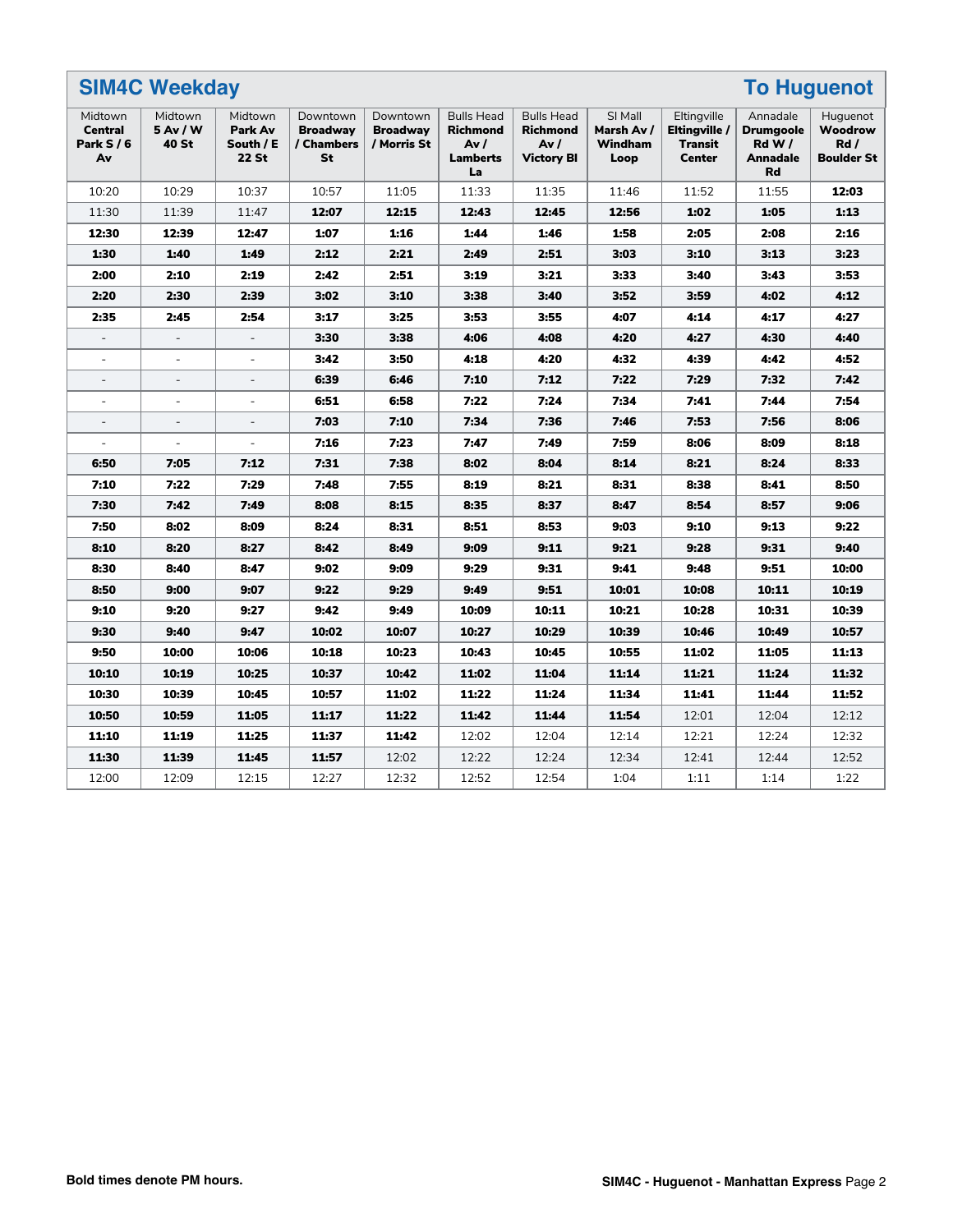## SIM4C Weekday — To Huguenot

| Midtown **Central Park S / 6 Av** | Midtown **5 Av / W 40 St** | Midtown **Park Av South / E 22 St** | Downtown **Broadway / Chambers St** | Downtown **Broadway / Morris St** | Bulls Head **Richmond Av / Lamberts La** | Bulls Head **Richmond Av / Victory Bl** | SI Mall **Marsh Av / Windham Loop** | Eltingville **Eltingville / Transit Center** | Annadale **Drumgoole Rd W / Annadale Rd** | Huguenot **Woodrow Rd / Boulder St** |
|---|---|---|---|---|---|---|---|---|---|---|
| 10:20 | 10:29 | 10:37 | 10:57 | 11:05 | 11:33 | 11:35 | 11:46 | 11:52 | 11:55 | **12:03** |
| 11:30 | 11:39 | 11:47 | **12:07** | **12:15** | **12:43** | **12:45** | **12:56** | **1:02** | **1:05** | **1:13** |
| **12:30** | **12:39** | **12:47** | **1:07** | **1:16** | **1:44** | **1:46** | **1:58** | **2:05** | **2:08** | **2:16** |
| **1:30** | **1:40** | **1:49** | **2:12** | **2:21** | **2:49** | **2:51** | **3:03** | **3:10** | **3:13** | **3:23** |
| **2:00** | **2:10** | **2:19** | **2:42** | **2:51** | **3:19** | **3:21** | **3:33** | **3:40** | **3:43** | **3:53** |
| **2:20** | **2:30** | **2:39** | **3:02** | **3:10** | **3:38** | **3:40** | **3:52** | **3:59** | **4:02** | **4:12** |
| **2:35** | **2:45** | **2:54** | **3:17** | **3:25** | **3:53** | **3:55** | **4:07** | **4:14** | **4:17** | **4:27** |
| - | - | - | **3:30** | **3:38** | **4:06** | **4:08** | **4:20** | **4:27** | **4:30** | **4:40** |
| - | - | - | **3:42** | **3:50** | **4:18** | **4:20** | **4:32** | **4:39** | **4:42** | **4:52** |
| - | - | - | **6:39** | **6:46** | **7:10** | **7:12** | **7:22** | **7:29** | **7:32** | **7:42** |
| - | - | - | **6:51** | **6:58** | **7:22** | **7:24** | **7:34** | **7:41** | **7:44** | **7:54** |
| - | - | - | **7:03** | **7:10** | **7:34** | **7:36** | **7:46** | **7:53** | **7:56** | **8:06** |
| - | - | - | **7:16** | **7:23** | **7:47** | **7:49** | **7:59** | **8:06** | **8:09** | **8:18** |
| **6:50** | **7:05** | **7:12** | **7:31** | **7:38** | **8:02** | **8:04** | **8:14** | **8:21** | **8:24** | **8:33** |
| **7:10** | **7:22** | **7:29** | **7:48** | **7:55** | **8:19** | **8:21** | **8:31** | **8:38** | **8:41** | **8:50** |
| **7:30** | **7:42** | **7:49** | **8:08** | **8:15** | **8:35** | **8:37** | **8:47** | **8:54** | **8:57** | **9:06** |
| **7:50** | **8:02** | **8:09** | **8:24** | **8:31** | **8:51** | **8:53** | **9:03** | **9:10** | **9:13** | **9:22** |
| **8:10** | **8:20** | **8:27** | **8:42** | **8:49** | **9:09** | **9:11** | **9:21** | **9:28** | **9:31** | **9:40** |
| **8:30** | **8:40** | **8:47** | **9:02** | **9:09** | **9:29** | **9:31** | **9:41** | **9:48** | **9:51** | **10:00** |
| **8:50** | **9:00** | **9:07** | **9:22** | **9:29** | **9:49** | **9:51** | **10:01** | **10:08** | **10:11** | **10:19** |
| **9:10** | **9:20** | **9:27** | **9:42** | **9:49** | **10:09** | **10:11** | **10:21** | **10:28** | **10:31** | **10:39** |
| **9:30** | **9:40** | **9:47** | **10:02** | **10:07** | **10:27** | **10:29** | **10:39** | **10:46** | **10:49** | **10:57** |
| **9:50** | **10:00** | **10:06** | **10:18** | **10:23** | **10:43** | **10:45** | **10:55** | **11:02** | **11:05** | **11:13** |
| **10:10** | **10:19** | **10:25** | **10:37** | **10:42** | **11:02** | **11:04** | **11:14** | **11:21** | **11:24** | **11:32** |
| **10:30** | **10:39** | **10:45** | **10:57** | **11:02** | **11:22** | **11:24** | **11:34** | **11:41** | **11:44** | **11:52** |
| **10:50** | **10:59** | **11:05** | **11:17** | **11:22** | **11:42** | **11:44** | **11:54** | 12:01 | 12:04 | 12:12 |
| **11:10** | **11:19** | **11:25** | **11:37** | **11:42** | 12:02 | 12:04 | 12:14 | 12:21 | 12:24 | 12:32 |
| **11:30** | **11:39** | **11:45** | **11:57** | 12:02 | 12:22 | 12:24 | 12:34 | 12:41 | 12:44 | 12:52 |
| 12:00 | 12:09 | 12:15 | 12:27 | 12:32 | 12:52 | 12:54 | 1:04 | 1:11 | 1:14 | 1:22 |

**Bold times denote PM hours.**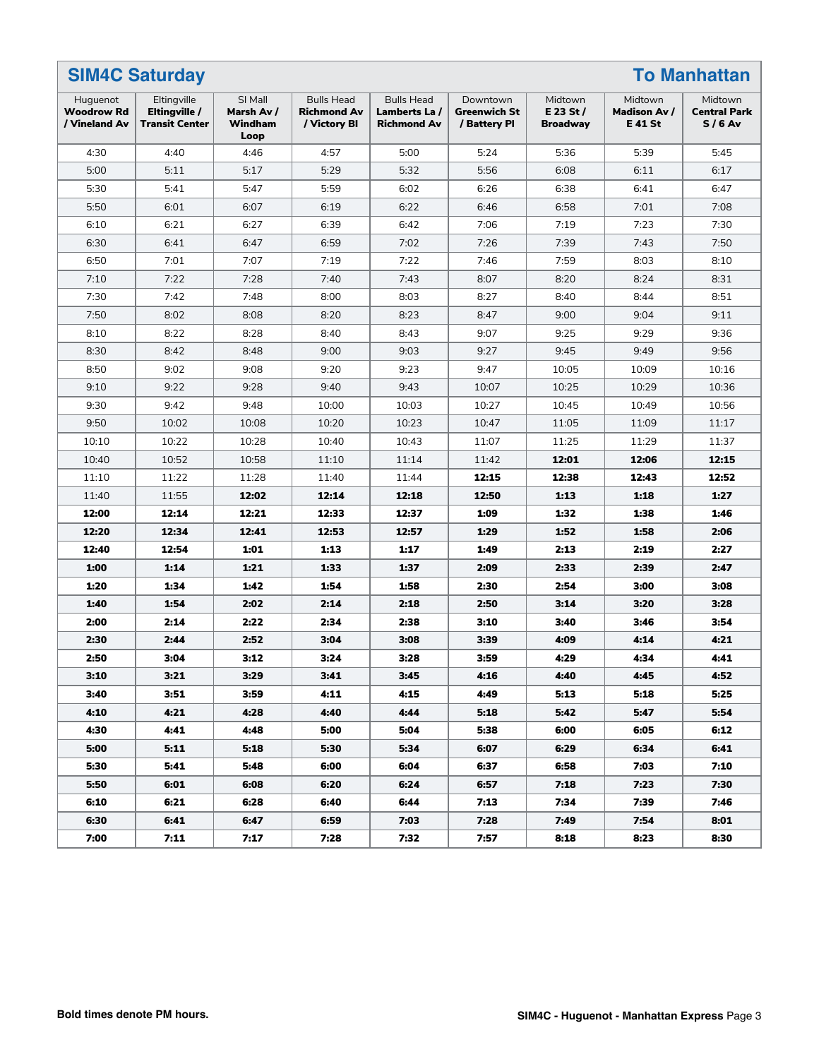## SIM4C Saturday — To Manhattan

| Huguenot **Woodrow Rd / Vineland Av** | Eltingville **Eltingville / Transit Center** | SI Mall **Marsh Av / Windham Loop** | Bulls Head **Richmond Av / Victory Bl** | Bulls Head **Lamberts La / Richmond Av** | Downtown **Greenwich St / Battery Pl** | Midtown **E 23 St / Broadway** | Midtown **Madison Av / E 41 St** | Midtown **Central Park S / 6 Av** |
|---|---|---|---|---|---|---|---|---|
| 4:30 | 4:40 | 4:46 | 4:57 | 5:00 | 5:24 | 5:36 | 5:39 | 5:45 |
| 5:00 | 5:11 | 5:17 | 5:29 | 5:32 | 5:56 | 6:08 | 6:11 | 6:17 |
| 5:30 | 5:41 | 5:47 | 5:59 | 6:02 | 6:26 | 6:38 | 6:41 | 6:47 |
| 5:50 | 6:01 | 6:07 | 6:19 | 6:22 | 6:46 | 6:58 | 7:01 | 7:08 |
| 6:10 | 6:21 | 6:27 | 6:39 | 6:42 | 7:06 | 7:19 | 7:23 | 7:30 |
| 6:30 | 6:41 | 6:47 | 6:59 | 7:02 | 7:26 | 7:39 | 7:43 | 7:50 |
| 6:50 | 7:01 | 7:07 | 7:19 | 7:22 | 7:46 | 7:59 | 8:03 | 8:10 |
| 7:10 | 7:22 | 7:28 | 7:40 | 7:43 | 8:07 | 8:20 | 8:24 | 8:31 |
| 7:30 | 7:42 | 7:48 | 8:00 | 8:03 | 8:27 | 8:40 | 8:44 | 8:51 |
| 7:50 | 8:02 | 8:08 | 8:20 | 8:23 | 8:47 | 9:00 | 9:04 | 9:11 |
| 8:10 | 8:22 | 8:28 | 8:40 | 8:43 | 9:07 | 9:25 | 9:29 | 9:36 |
| 8:30 | 8:42 | 8:48 | 9:00 | 9:03 | 9:27 | 9:45 | 9:49 | 9:56 |
| 8:50 | 9:02 | 9:08 | 9:20 | 9:23 | 9:47 | 10:05 | 10:09 | 10:16 |
| 9:10 | 9:22 | 9:28 | 9:40 | 9:43 | 10:07 | 10:25 | 10:29 | 10:36 |
| 9:30 | 9:42 | 9:48 | 10:00 | 10:03 | 10:27 | 10:45 | 10:49 | 10:56 |
| 9:50 | 10:02 | 10:08 | 10:20 | 10:23 | 10:47 | 11:05 | 11:09 | 11:17 |
| 10:10 | 10:22 | 10:28 | 10:40 | 10:43 | 11:07 | 11:25 | 11:29 | 11:37 |
| 10:40 | 10:52 | 10:58 | 11:10 | 11:14 | 11:42 | **12:01** | **12:06** | **12:15** |
| 11:10 | 11:22 | 11:28 | 11:40 | 11:44 | **12:15** | **12:38** | **12:43** | **12:52** |
| 11:40 | 11:55 | **12:02** | **12:14** | **12:18** | **12:50** | **1:13** | **1:18** | **1:27** |
| **12:00** | **12:14** | **12:21** | **12:33** | **12:37** | **1:09** | **1:32** | **1:38** | **1:46** |
| **12:20** | **12:34** | **12:41** | **12:53** | **12:57** | **1:29** | **1:52** | **1:58** | **2:06** |
| **12:40** | **12:54** | **1:01** | **1:13** | **1:17** | **1:49** | **2:13** | **2:19** | **2:27** |
| **1:00** | **1:14** | **1:21** | **1:33** | **1:37** | **2:09** | **2:33** | **2:39** | **2:47** |
| **1:20** | **1:34** | **1:42** | **1:54** | **1:58** | **2:30** | **2:54** | **3:00** | **3:08** |
| **1:40** | **1:54** | **2:02** | **2:14** | **2:18** | **2:50** | **3:14** | **3:20** | **3:28** |
| **2:00** | **2:14** | **2:22** | **2:34** | **2:38** | **3:10** | **3:40** | **3:46** | **3:54** |
| **2:30** | **2:44** | **2:52** | **3:04** | **3:08** | **3:39** | **4:09** | **4:14** | **4:21** |
| **2:50** | **3:04** | **3:12** | **3:24** | **3:28** | **3:59** | **4:29** | **4:34** | **4:41** |
| **3:10** | **3:21** | **3:29** | **3:41** | **3:45** | **4:16** | **4:40** | **4:45** | **4:52** |
| **3:40** | **3:51** | **3:59** | **4:11** | **4:15** | **4:49** | **5:13** | **5:18** | **5:25** |
| **4:10** | **4:21** | **4:28** | **4:40** | **4:44** | **5:18** | **5:42** | **5:47** | **5:54** |
| **4:30** | **4:41** | **4:48** | **5:00** | **5:04** | **5:38** | **6:00** | **6:05** | **6:12** |
| **5:00** | **5:11** | **5:18** | **5:30** | **5:34** | **6:07** | **6:29** | **6:34** | **6:41** |
| **5:30** | **5:41** | **5:48** | **6:00** | **6:04** | **6:37** | **6:58** | **7:03** | **7:10** |
| **5:50** | **6:01** | **6:08** | **6:20** | **6:24** | **6:57** | **7:18** | **7:23** | **7:30** |
| **6:10** | **6:21** | **6:28** | **6:40** | **6:44** | **7:13** | **7:34** | **7:39** | **7:46** |
| **6:30** | **6:41** | **6:47** | **6:59** | **7:03** | **7:28** | **7:49** | **7:54** | **8:01** |
| **7:00** | **7:11** | **7:17** | **7:28** | **7:32** | **7:57** | **8:18** | **8:23** | **8:30** |

**Bold times denote PM hours.**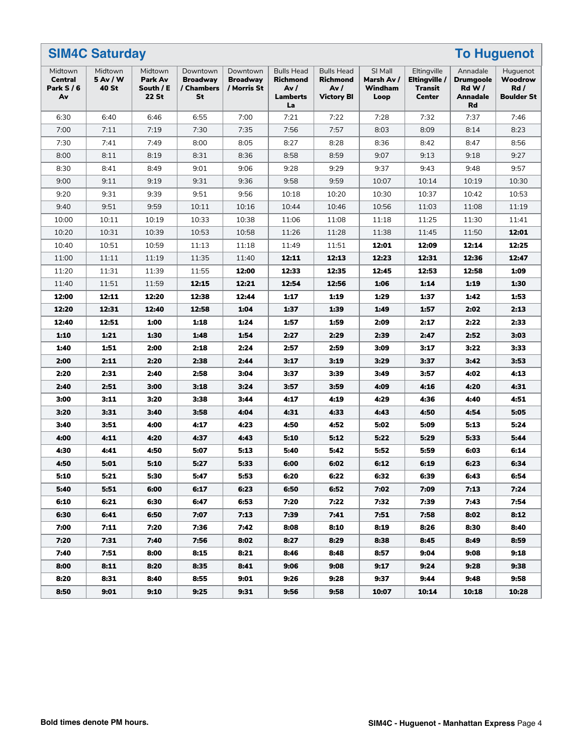## SIM4C Saturday — To Huguenot

| Midtown **Central Park S / 6 Av** | Midtown **5 Av / W 40 St** | Midtown **Park Av South / E 22 St** | Downtown **Broadway / Chambers St** | Downtown **Broadway / Morris St** | Bulls Head **Richmond Av / Lamberts La** | Bulls Head **Richmond Av / Victory Bl** | SI Mall **Marsh Av / Windham Loop** | Eltingville **Eltingville / Transit Center** | Annadale **Drumgoole Rd W / Annadale Rd** | Huguenot **Woodrow Rd / Boulder St** |
|---|---|---|---|---|---|---|---|---|---|---|
| 6:30 | 6:40 | 6:46 | 6:55 | 7:00 | 7:21 | 7:22 | 7:28 | 7:32 | 7:37 | 7:46 |
| 7:00 | 7:11 | 7:19 | 7:30 | 7:35 | 7:56 | 7:57 | 8:03 | 8:09 | 8:14 | 8:23 |
| 7:30 | 7:41 | 7:49 | 8:00 | 8:05 | 8:27 | 8:28 | 8:36 | 8:42 | 8:47 | 8:56 |
| 8:00 | 8:11 | 8:19 | 8:31 | 8:36 | 8:58 | 8:59 | 9:07 | 9:13 | 9:18 | 9:27 |
| 8:30 | 8:41 | 8:49 | 9:01 | 9:06 | 9:28 | 9:29 | 9:37 | 9:43 | 9:48 | 9:57 |
| 9:00 | 9:11 | 9:19 | 9:31 | 9:36 | 9:58 | 9:59 | 10:07 | 10:14 | 10:19 | 10:30 |
| 9:20 | 9:31 | 9:39 | 9:51 | 9:56 | 10:18 | 10:20 | 10:30 | 10:37 | 10:42 | 10:53 |
| 9:40 | 9:51 | 9:59 | 10:11 | 10:16 | 10:44 | 10:46 | 10:56 | 11:03 | 11:08 | 11:19 |
| 10:00 | 10:11 | 10:19 | 10:33 | 10:38 | 11:06 | 11:08 | 11:18 | 11:25 | 11:30 | 11:41 |
| 10:20 | 10:31 | 10:39 | 10:53 | 10:58 | 11:26 | 11:28 | 11:38 | 11:45 | 11:50 | **12:01** |
| 10:40 | 10:51 | 10:59 | 11:13 | 11:18 | 11:49 | 11:51 | **12:01** | **12:09** | **12:14** | **12:25** |
| 11:00 | 11:11 | 11:19 | 11:35 | 11:40 | **12:11** | **12:13** | **12:23** | **12:31** | **12:36** | **12:47** |
| 11:20 | 11:31 | 11:39 | 11:55 | **12:00** | **12:33** | **12:35** | **12:45** | **12:53** | **12:58** | **1:09** |
| 11:40 | 11:51 | 11:59 | **12:15** | **12:21** | **12:54** | **12:56** | **1:06** | **1:14** | **1:19** | **1:30** |
| **12:00** | **12:11** | **12:20** | **12:38** | **12:44** | **1:17** | **1:19** | **1:29** | **1:37** | **1:42** | **1:53** |
| **12:20** | **12:31** | **12:40** | **12:58** | **1:04** | **1:37** | **1:39** | **1:49** | **1:57** | **2:02** | **2:13** |
| **12:40** | **12:51** | **1:00** | **1:18** | **1:24** | **1:57** | **1:59** | **2:09** | **2:17** | **2:22** | **2:33** |
| **1:10** | **1:21** | **1:30** | **1:48** | **1:54** | **2:27** | **2:29** | **2:39** | **2:47** | **2:52** | **3:03** |
| **1:40** | **1:51** | **2:00** | **2:18** | **2:24** | **2:57** | **2:59** | **3:09** | **3:17** | **3:22** | **3:33** |
| **2:00** | **2:11** | **2:20** | **2:38** | **2:44** | **3:17** | **3:19** | **3:29** | **3:37** | **3:42** | **3:53** |
| **2:20** | **2:31** | **2:40** | **2:58** | **3:04** | **3:37** | **3:39** | **3:49** | **3:57** | **4:02** | **4:13** |
| **2:40** | **2:51** | **3:00** | **3:18** | **3:24** | **3:57** | **3:59** | **4:09** | **4:16** | **4:20** | **4:31** |
| **3:00** | **3:11** | **3:20** | **3:38** | **3:44** | **4:17** | **4:19** | **4:29** | **4:36** | **4:40** | **4:51** |
| **3:20** | **3:31** | **3:40** | **3:58** | **4:04** | **4:31** | **4:33** | **4:43** | **4:50** | **4:54** | **5:05** |
| **3:40** | **3:51** | **4:00** | **4:17** | **4:23** | **4:50** | **4:52** | **5:02** | **5:09** | **5:13** | **5:24** |
| **4:00** | **4:11** | **4:20** | **4:37** | **4:43** | **5:10** | **5:12** | **5:22** | **5:29** | **5:33** | **5:44** |
| **4:30** | **4:41** | **4:50** | **5:07** | **5:13** | **5:40** | **5:42** | **5:52** | **5:59** | **6:03** | **6:14** |
| **4:50** | **5:01** | **5:10** | **5:27** | **5:33** | **6:00** | **6:02** | **6:12** | **6:19** | **6:23** | **6:34** |
| **5:10** | **5:21** | **5:30** | **5:47** | **5:53** | **6:20** | **6:22** | **6:32** | **6:39** | **6:43** | **6:54** |
| **5:40** | **5:51** | **6:00** | **6:17** | **6:23** | **6:50** | **6:52** | **7:02** | **7:09** | **7:13** | **7:24** |
| **6:10** | **6:21** | **6:30** | **6:47** | **6:53** | **7:20** | **7:22** | **7:32** | **7:39** | **7:43** | **7:54** |
| **6:30** | **6:41** | **6:50** | **7:07** | **7:13** | **7:39** | **7:41** | **7:51** | **7:58** | **8:02** | **8:12** |
| **7:00** | **7:11** | **7:20** | **7:36** | **7:42** | **8:08** | **8:10** | **8:19** | **8:26** | **8:30** | **8:40** |
| **7:20** | **7:31** | **7:40** | **7:56** | **8:02** | **8:27** | **8:29** | **8:38** | **8:45** | **8:49** | **8:59** |
| **7:40** | **7:51** | **8:00** | **8:15** | **8:21** | **8:46** | **8:48** | **8:57** | **9:04** | **9:08** | **9:18** |
| **8:00** | **8:11** | **8:20** | **8:35** | **8:41** | **9:06** | **9:08** | **9:17** | **9:24** | **9:28** | **9:38** |
| **8:20** | **8:31** | **8:40** | **8:55** | **9:01** | **9:26** | **9:28** | **9:37** | **9:44** | **9:48** | **9:58** |
| **8:50** | **9:01** | **9:10** | **9:25** | **9:31** | **9:56** | **9:58** | **10:07** | **10:14** | **10:18** | **10:28** |

**Bold times denote PM hours.**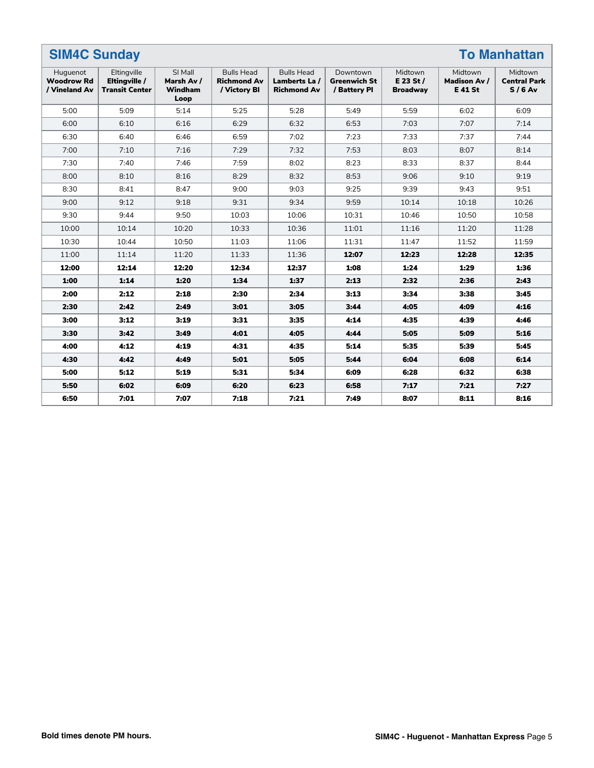## SIM4C Sunday — To Manhattan

| Huguenot **Woodrow Rd / Vineland Av** | Eltingville **Eltingville / Transit Center** | SI Mall **Marsh Av / Windham Loop** | Bulls Head **Richmond Av / Victory Bl** | Bulls Head **Lamberts La / Richmond Av** | Downtown **Greenwich St / Battery Pl** | Midtown **E 23 St / Broadway** | Midtown **Madison Av / E 41 St** | Midtown **Central Park S / 6 Av** |
|---|---|---|---|---|---|---|---|---|
| 5:00 | 5:09 | 5:14 | 5:25 | 5:28 | 5:49 | 5:59 | 6:02 | 6:09 |
| 6:00 | 6:10 | 6:16 | 6:29 | 6:32 | 6:53 | 7:03 | 7:07 | 7:14 |
| 6:30 | 6:40 | 6:46 | 6:59 | 7:02 | 7:23 | 7:33 | 7:37 | 7:44 |
| 7:00 | 7:10 | 7:16 | 7:29 | 7:32 | 7:53 | 8:03 | 8:07 | 8:14 |
| 7:30 | 7:40 | 7:46 | 7:59 | 8:02 | 8:23 | 8:33 | 8:37 | 8:44 |
| 8:00 | 8:10 | 8:16 | 8:29 | 8:32 | 8:53 | 9:06 | 9:10 | 9:19 |
| 8:30 | 8:41 | 8:47 | 9:00 | 9:03 | 9:25 | 9:39 | 9:43 | 9:51 |
| 9:00 | 9:12 | 9:18 | 9:31 | 9:34 | 9:59 | 10:14 | 10:18 | 10:26 |
| 9:30 | 9:44 | 9:50 | 10:03 | 10:06 | 10:31 | 10:46 | 10:50 | 10:58 |
| 10:00 | 10:14 | 10:20 | 10:33 | 10:36 | 11:01 | 11:16 | 11:20 | 11:28 |
| 10:30 | 10:44 | 10:50 | 11:03 | 11:06 | 11:31 | 11:47 | 11:52 | 11:59 |
| 11:00 | 11:14 | 11:20 | 11:33 | 11:36 | **12:07** | **12:23** | **12:28** | **12:35** |
| **12:00** | **12:14** | **12:20** | **12:34** | **12:37** | **1:08** | **1:24** | **1:29** | **1:36** |
| **1:00** | **1:14** | **1:20** | **1:34** | **1:37** | **2:13** | **2:32** | **2:36** | **2:43** |
| **2:00** | **2:12** | **2:18** | **2:30** | **2:34** | **3:13** | **3:34** | **3:38** | **3:45** |
| **2:30** | **2:42** | **2:49** | **3:01** | **3:05** | **3:44** | **4:05** | **4:09** | **4:16** |
| **3:00** | **3:12** | **3:19** | **3:31** | **3:35** | **4:14** | **4:35** | **4:39** | **4:46** |
| **3:30** | **3:42** | **3:49** | **4:01** | **4:05** | **4:44** | **5:05** | **5:09** | **5:16** |
| **4:00** | **4:12** | **4:19** | **4:31** | **4:35** | **5:14** | **5:35** | **5:39** | **5:45** |
| **4:30** | **4:42** | **4:49** | **5:01** | **5:05** | **5:44** | **6:04** | **6:08** | **6:14** |
| **5:00** | **5:12** | **5:19** | **5:31** | **5:34** | **6:09** | **6:28** | **6:32** | **6:38** |
| **5:50** | **6:02** | **6:09** | **6:20** | **6:23** | **6:58** | **7:17** | **7:21** | **7:27** |
| **6:50** | **7:01** | **7:07** | **7:18** | **7:21** | **7:49** | **8:07** | **8:11** | **8:16** |

**Bold times denote PM hours.**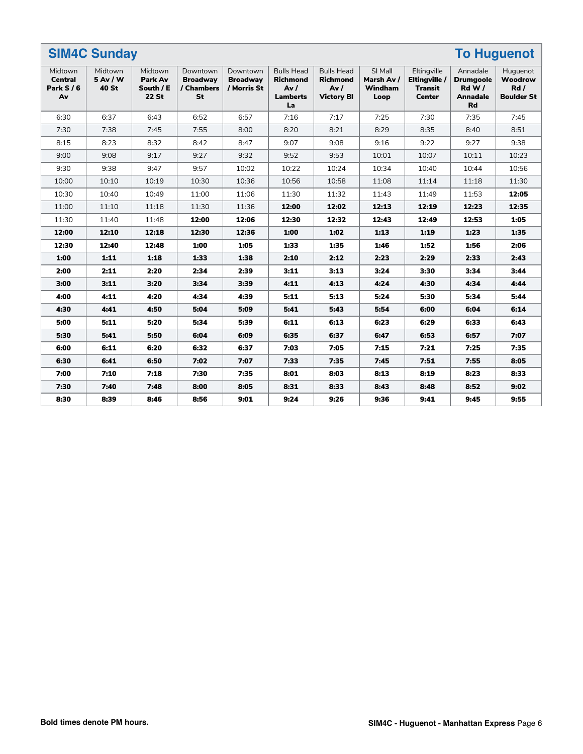## SIM4C Sunday — To Huguenot

| Midtown **Central Park S / 6 Av** | Midtown **5 Av / W 40 St** | Midtown **Park Av South / E 22 St** | Downtown **Broadway / Chambers St** | Downtown **Broadway / Morris St** | Bulls Head **Richmond Av / Lamberts La** | Bulls Head **Richmond Av / Victory Bl** | SI Mall **Marsh Av / Windham Loop** | Eltingville **Eltingville / Transit Center** | Annadale **Drumgoole Rd W / Annadale Rd** | Huguenot **Woodrow Rd / Boulder St** |
|---|---|---|---|---|---|---|---|---|---|---|
| 6:30 | 6:37 | 6:43 | 6:52 | 6:57 | 7:16 | 7:17 | 7:25 | 7:30 | 7:35 | 7:45 |
| 7:30 | 7:38 | 7:45 | 7:55 | 8:00 | 8:20 | 8:21 | 8:29 | 8:35 | 8:40 | 8:51 |
| 8:15 | 8:23 | 8:32 | 8:42 | 8:47 | 9:07 | 9:08 | 9:16 | 9:22 | 9:27 | 9:38 |
| 9:00 | 9:08 | 9:17 | 9:27 | 9:32 | 9:52 | 9:53 | 10:01 | 10:07 | 10:11 | 10:23 |
| 9:30 | 9:38 | 9:47 | 9:57 | 10:02 | 10:22 | 10:24 | 10:34 | 10:40 | 10:44 | 10:56 |
| 10:00 | 10:10 | 10:19 | 10:30 | 10:36 | 10:56 | 10:58 | 11:08 | 11:14 | 11:18 | 11:30 |
| 10:30 | 10:40 | 10:49 | 11:00 | 11:06 | 11:30 | 11:32 | 11:43 | 11:49 | 11:53 | **12:05** |
| 11:00 | 11:10 | 11:18 | 11:30 | 11:36 | **12:00** | **12:02** | **12:13** | **12:19** | **12:23** | **12:35** |
| 11:30 | 11:40 | 11:48 | **12:00** | **12:06** | **12:30** | **12:32** | **12:43** | **12:49** | **12:53** | **1:05** |
| **12:00** | **12:10** | **12:18** | **12:30** | **12:36** | **1:00** | **1:02** | **1:13** | **1:19** | **1:23** | **1:35** |
| **12:30** | **12:40** | **12:48** | **1:00** | **1:05** | **1:33** | **1:35** | **1:46** | **1:52** | **1:56** | **2:06** |
| **1:00** | **1:11** | **1:18** | **1:33** | **1:38** | **2:10** | **2:12** | **2:23** | **2:29** | **2:33** | **2:43** |
| **2:00** | **2:11** | **2:20** | **2:34** | **2:39** | **3:11** | **3:13** | **3:24** | **3:30** | **3:34** | **3:44** |
| **3:00** | **3:11** | **3:20** | **3:34** | **3:39** | **4:11** | **4:13** | **4:24** | **4:30** | **4:34** | **4:44** |
| **4:00** | **4:11** | **4:20** | **4:34** | **4:39** | **5:11** | **5:13** | **5:24** | **5:30** | **5:34** | **5:44** |
| **4:30** | **4:41** | **4:50** | **5:04** | **5:09** | **5:41** | **5:43** | **5:54** | **6:00** | **6:04** | **6:14** |
| **5:00** | **5:11** | **5:20** | **5:34** | **5:39** | **6:11** | **6:13** | **6:23** | **6:29** | **6:33** | **6:43** |
| **5:30** | **5:41** | **5:50** | **6:04** | **6:09** | **6:35** | **6:37** | **6:47** | **6:53** | **6:57** | **7:07** |
| **6:00** | **6:11** | **6:20** | **6:32** | **6:37** | **7:03** | **7:05** | **7:15** | **7:21** | **7:25** | **7:35** |
| **6:30** | **6:41** | **6:50** | **7:02** | **7:07** | **7:33** | **7:35** | **7:45** | **7:51** | **7:55** | **8:05** |
| **7:00** | **7:10** | **7:18** | **7:30** | **7:35** | **8:01** | **8:03** | **8:13** | **8:19** | **8:23** | **8:33** |
| **7:30** | **7:40** | **7:48** | **8:00** | **8:05** | **8:31** | **8:33** | **8:43** | **8:48** | **8:52** | **9:02** |
| **8:30** | **8:39** | **8:46** | **8:56** | **9:01** | **9:24** | **9:26** | **9:36** | **9:41** | **9:45** | **9:55** |

**Bold times denote PM hours.**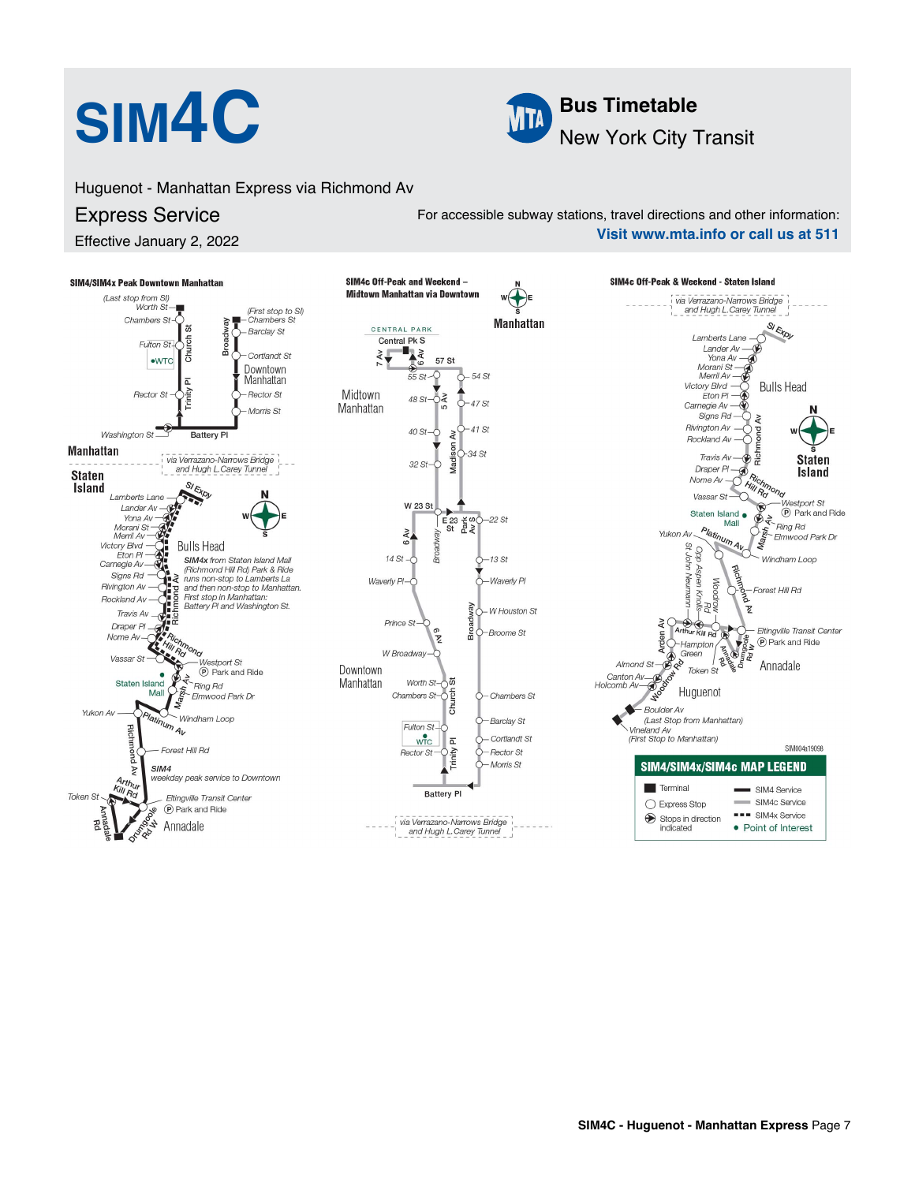# SIM4C

**Bus Timetable**
New York City Transit

Huguenot - Manhattan Express via Richmond Av

## Express Service

Effective January 2, 2022

For accessible subway stations, travel directions and other information:
**Visit www.mta.info or call us at 511**

### SIM4/SIM4x Peak Downtown Manhattan

(Last stop from SI) Worth St, Chambers St, Fulton St, WTC, Rector St, Washington St, Battery Pl, Church St, Trinity Pl, Broadway, (First stop to SI) Chambers St, Barclay St, Cortlandt St, Rector St, Morris St — Downtown Manhattan

Manhattan — via Verrazano-Narrows Bridge and Hugh L.Carey Tunnel — Staten Island

SI Expy, Lamberts Lane, Lander Av, Yona Av, Morani St, Merril Av, Victory Blvd, Eton Pl, Carnegie Av, Signs Rd, Rivington Av, Rockland Av, Travis Av, Draper Pl, Nome Av, Vassar St, Richmond Av, Richmond Hill Rd, Westport St (Park and Ride), Staten Island Mall, Marsh Av, Ring Rd, Elmwood Park Dr, Yukon Av, Platinum Av, Windham Loop, Forest Hill Rd, Arthur Kill Rd, Token St, Eltingville Transit Center (Park and Ride), Annadale Rd, Drumgoole Rd W — Bulls Head, Annadale

*SIM4x from Staten Island Mall (Richmond Hill Rd) Park & Ride runs non-stop to Lamberts La and then non-stop to Manhattan. First stop in Manhattan: Battery Pl and Washington St.*

*SIM4 weekday peak service to Downtown*

### SIM4c Off-Peak and Weekend – Midtown Manhattan via Downtown

Central Park, Central Pk S, 7 Av, 6 Av, 57 St, 55 St, 54 St, 48 St, 5 Av, 47 St, 40 St, 41 St, 32 St, Madison Av, 34 St, W 23 St, E 23 St, Park Av S, 22 St, 6 Av, Broadway, 14 St, 13 St, Waverly Pl, Waverly Pl, W Houston St, Prince St, Broome St, W Broadway, 6 Av, Worth St, Chambers St, Church St, Chambers St, Fulton St, WTC, Barclay St, Rector St, Trinity Pl, Cortlandt St, Rector St, Morris St, Battery Pl — Midtown Manhattan, Downtown Manhattan, Manhattan

via Verrazano-Narrows Bridge and Hugh L.Carey Tunnel

### SIM4c Off-Peak & Weekend - Staten Island

via Verrazano-Narrows Bridge and Hugh L.Carey Tunnel

SI Expy, Lamberts Lane, Lander Av, Yona Av, Morani St, Merril Av, Victory Blvd, Eton Pl, Carnegie Av, Signs Rd, Rivington Av, Rockland Av, Richmond Av, Travis Av, Draper Pl, Nome Av, Vassar St, Richmond Hill Rd, Westport St (Park and Ride), Staten Island Mall, Marsh Av, Ring Rd, Elmwood Park Dr, Yukon Av, Platinum Av, Windham Loop, Opp Aspen Knolls, St John Neumann, Woodrow Rd, Richmond Av, Forest Hill Rd, Arden Av, Arthur Kill Rd, Eltingville Transit Center (Park and Ride), Hampton Green, Annadale Rd, Drumgoole Rd W, Almond St, Token St, Canton Av, Holcomb Av, Woodrow Rd, Boulder Av (Last Stop from Manhattan), Vineland Av (First Stop to Manhattan) — Bulls Head, Staten Island, Annadale, Huguenot

SIM004a19098

### SIM4/SIM4x/SIM4c MAP LEGEND

- Terminal
- Express Stop
- Stops in direction indicated
- SIM4 Service
- SIM4c Service
- SIM4x Service
- Point of Interest

**SIM4C - Huguenot - Manhattan Express**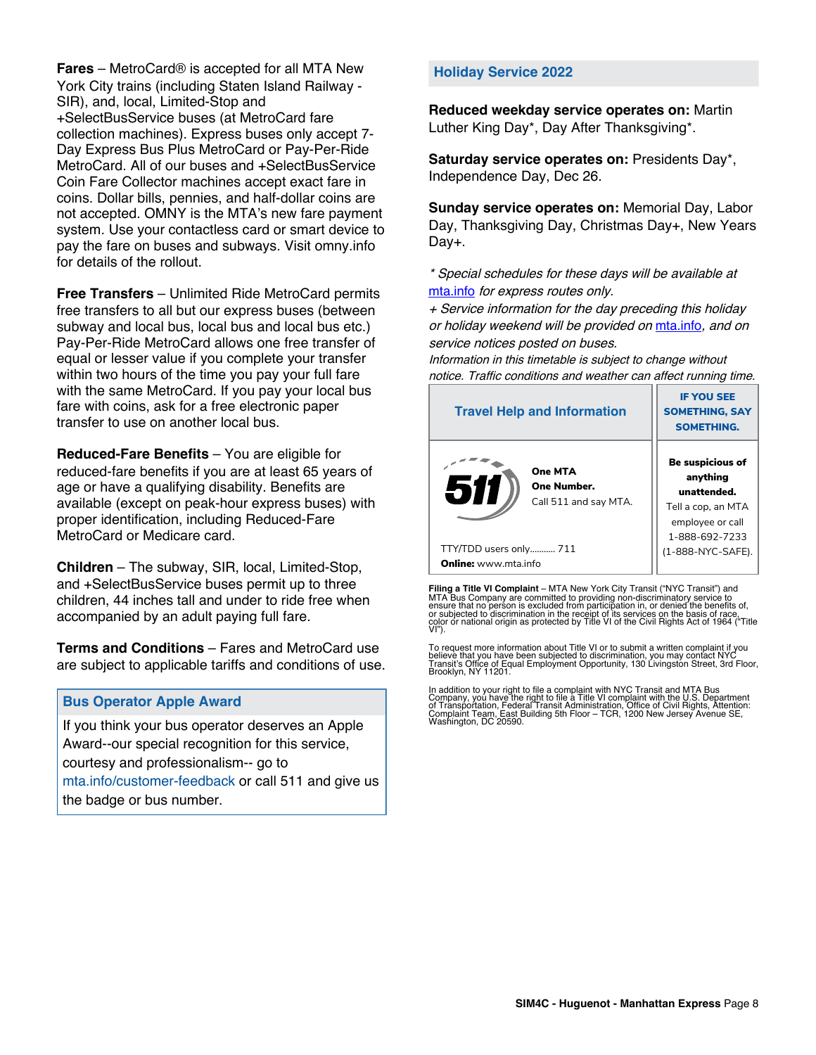**Fares** – MetroCard® is accepted for all MTA New York City trains (including Staten Island Railway - SIR), and, local, Limited-Stop and +SelectBusService buses (at MetroCard fare collection machines). Express buses only accept 7-Day Express Bus Plus MetroCard or Pay-Per-Ride MetroCard. All of our buses and +SelectBusService Coin Fare Collector machines accept exact fare in coins. Dollar bills, pennies, and half-dollar coins are not accepted. OMNY is the MTA's new fare payment system. Use your contactless card or smart device to pay the fare on buses and subways. Visit omny.info for details of the rollout.

**Free Transfers** – Unlimited Ride MetroCard permits free transfers to all but our express buses (between subway and local bus, local bus and local bus etc.) Pay-Per-Ride MetroCard allows one free transfer of equal or lesser value if you complete your transfer within two hours of the time you pay your full fare with the same MetroCard. If you pay your local bus fare with coins, ask for a free electronic paper transfer to use on another local bus.

**Reduced-Fare Benefits** – You are eligible for reduced-fare benefits if you are at least 65 years of age or have a qualifying disability. Benefits are available (except on peak-hour express buses) with proper identification, including Reduced-Fare MetroCard or Medicare card.

**Children** – The subway, SIR, local, Limited-Stop, and +SelectBusService buses permit up to three children, 44 inches tall and under to ride free when accompanied by an adult paying full fare.

**Terms and Conditions** – Fares and MetroCard use are subject to applicable tariffs and conditions of use.

## Bus Operator Apple Award

If you think your bus operator deserves an Apple Award--our special recognition for this service, courtesy and professionalism-- go to mta.info/customer-feedback or call 511 and give us the badge or bus number.

## Holiday Service 2022

**Reduced weekday service operates on:** Martin Luther King Day*, Day After Thanksgiving*.

**Saturday service operates on:** Presidents Day*, Independence Day, Dec 26.

**Sunday service operates on:** Memorial Day, Labor Day, Thanksgiving Day, Christmas Day+, New Years Day+.

*\* Special schedules for these days will be available at mta.info for express routes only.*

*+ Service information for the day preceding this holiday or holiday weekend will be provided on mta.info, and on service notices posted on buses.*

*Information in this timetable is subject to change without notice. Traffic conditions and weather can affect running time.*

| Travel Help and Information | IF YOU SEE SOMETHING, SAY SOMETHING. |
|---|---|
| 511 — **One MTA** **One Number.** Call 511 and say MTA. TTY/TDD users only........... 711 **Online:** www.mta.info | **Be suspicious of anything unattended.** Tell a cop, an MTA employee or call 1-888-692-7233 (1-888-NYC-SAFE). |

**Filing a Title VI Complaint** – MTA New York City Transit ("NYC Transit") and MTA Bus Company are committed to providing non-discriminatory service to ensure that no person is excluded from participation in, or denied the benefits of, or subjected to discrimination in the receipt of its services on the basis of race, color or national origin as protected by Title VI of the Civil Rights Act of 1964 ("Title VI").

To request more information about Title VI or to submit a written complaint if you believe that you have been subjected to discrimination, you may contact NYC Transit's Office of Equal Employment Opportunity, 130 Livingston Street, 3rd Floor, Brooklyn, NY 11201.

In addition to your right to file a complaint with NYC Transit and MTA Bus Company, you have the right to file a Title VI complaint with the U.S. Department of Transportation, Federal Transit Administration, Office of Civil Rights, Attention: Complaint Team, East Building 5th Floor – TCR, 1200 New Jersey Avenue SE, Washington, DC 20590.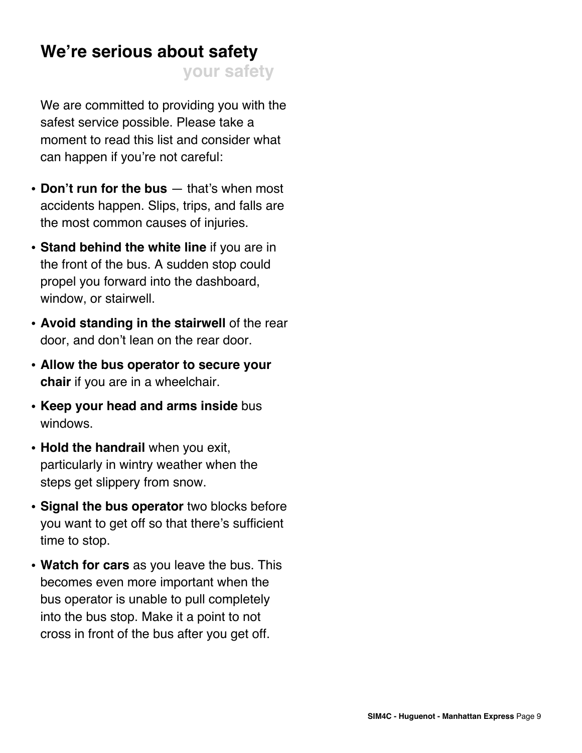## We're serious about safety

### your safety

We are committed to providing you with the safest service possible. Please take a moment to read this list and consider what can happen if you're not careful:

- **Don't run for the bus** — that's when most accidents happen. Slips, trips, and falls are the most common causes of injuries.
- **Stand behind the white line** if you are in the front of the bus. A sudden stop could propel you forward into the dashboard, window, or stairwell.
- **Avoid standing in the stairwell** of the rear door, and don't lean on the rear door.
- **Allow the bus operator to secure your chair** if you are in a wheelchair.
- **Keep your head and arms inside** bus windows.
- **Hold the handrail** when you exit, particularly in wintry weather when the steps get slippery from snow.
- **Signal the bus operator** two blocks before you want to get off so that there's sufficient time to stop.
- **Watch for cars** as you leave the bus. This becomes even more important when the bus operator is unable to pull completely into the bus stop. Make it a point to not cross in front of the bus after you get off.